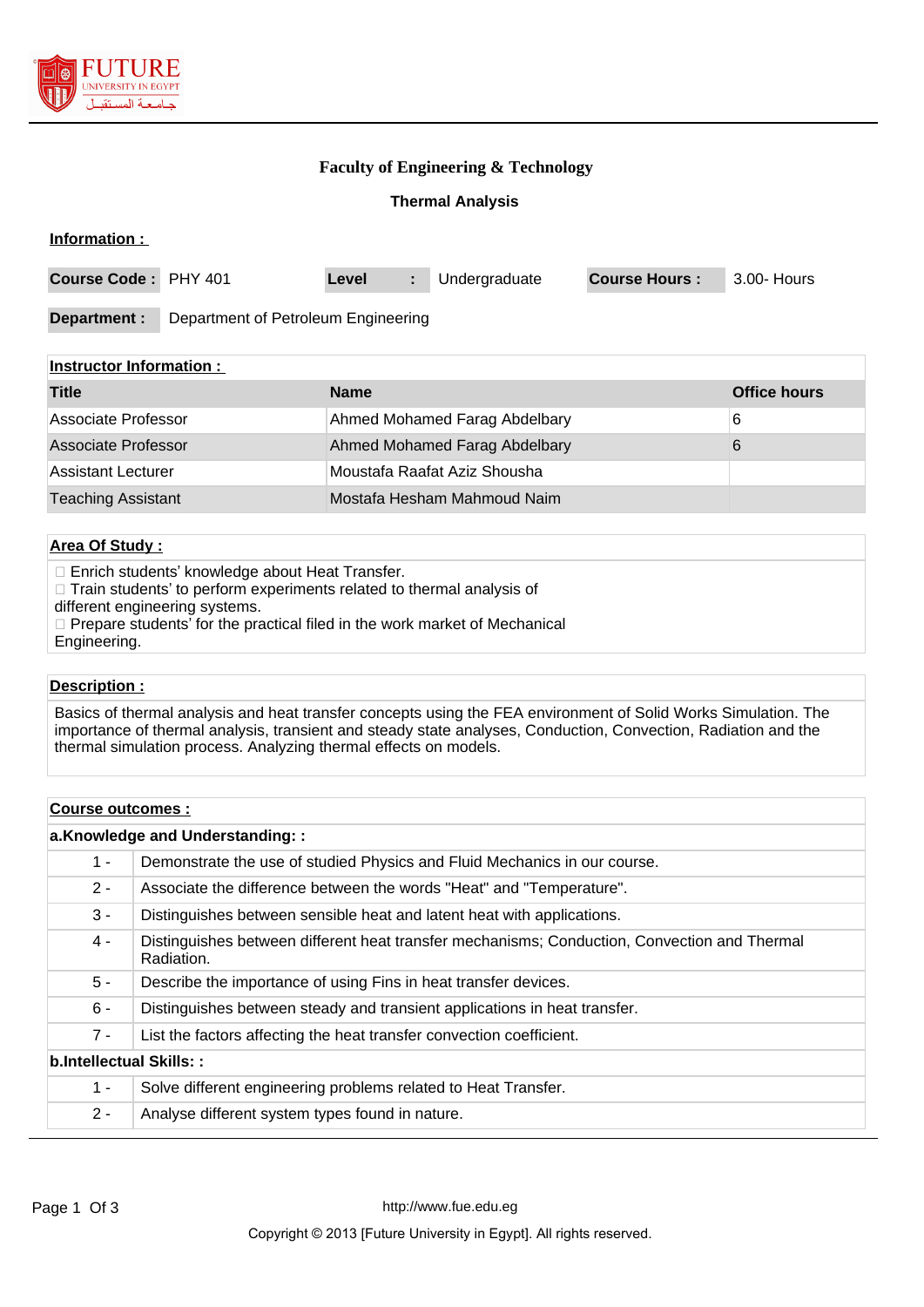**Faculty of Engineering & Technology**

**Thermal Analysis**

**Information :**

| Course Code : | PHY 401 | Level | : | Undergraduate | Course Hours : | 3.00- Hours |
|---|---|---|---|---|---|---|

| Department : | Department of Petroleum Engineering |
|---|---|

**Instructor Information :**

| Title | Name | Office hours |
|---|---|---|
| Associate Professor | Ahmed Mohamed Farag Abdelbary | 6 |
| Associate Professor | Ahmed Mohamed Farag Abdelbary | 6 |
| Assistant Lecturer | Moustafa Raafat Aziz Shousha | |
| Teaching Assistant | Mostafa Hesham Mahmoud Naim | |

**Area Of Study :**

 Enrich students' knowledge about Heat Transfer.
 Train students' to perform experiments related to thermal analysis of different engineering systems.
 Prepare students' for the practical filed in the work market of Mechanical Engineering.

**Description :**

Basics of thermal analysis and heat transfer concepts using the FEA environment of Solid Works Simulation. The importance of thermal analysis, transient and steady state analyses, Conduction, Convection, Radiation and the thermal simulation process. Analyzing thermal effects on models.

**Course outcomes :**

**a.Knowledge and Understanding: :**

| | |
|---|---|
| 1 - | Demonstrate the use of studied Physics and Fluid Mechanics in our course. |
| 2 - | Associate the difference between the words "Heat" and "Temperature". |
| 3 - | Distinguishes between sensible heat and latent heat with applications. |
| 4 - | Distinguishes between different heat transfer mechanisms; Conduction, Convection and Thermal Radiation. |
| 5 - | Describe the importance of using Fins in heat transfer devices. |
| 6 - | Distinguishes between steady and transient applications in heat transfer. |
| 7 - | List the factors affecting the heat transfer convection coefficient. |

**b.Intellectual Skills: :**

| | |
|---|---|
| 1 - | Solve different engineering problems related to Heat Transfer. |
| 2 - | Analyse different system types found in nature. |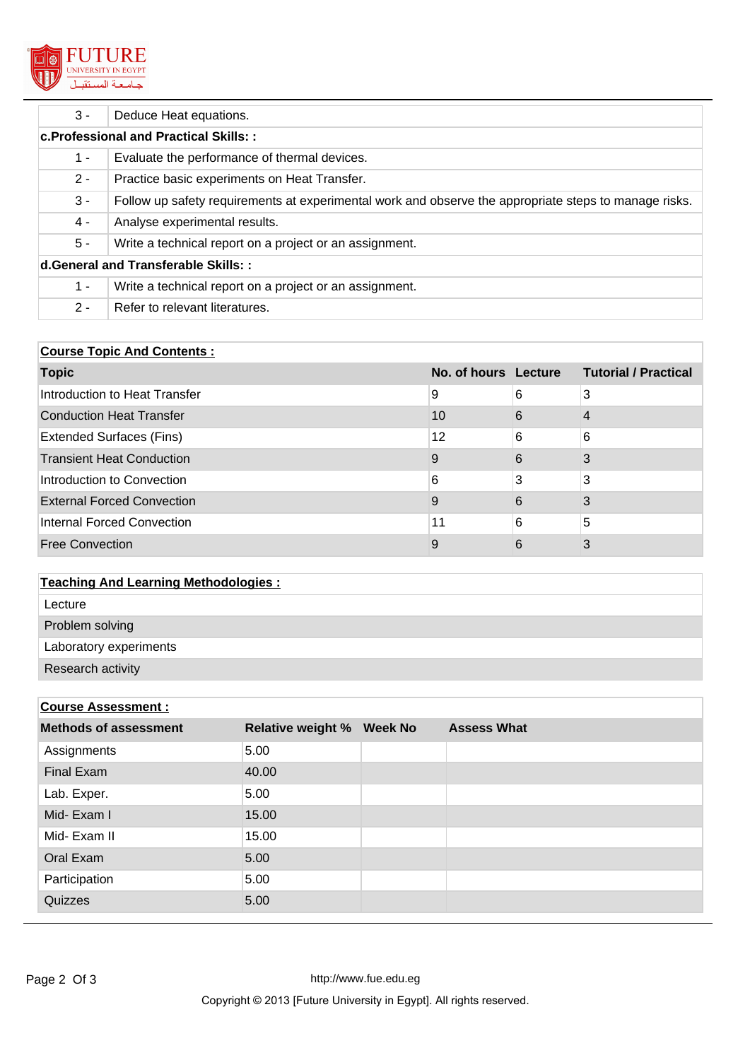| | |
|---|---|
| 3 - | Deduce Heat equations. |

**c.Professional and Practical Skills: :**

| | |
|---|---|
| 1 - | Evaluate the performance of thermal devices. |
| 2 - | Practice basic experiments on Heat Transfer. |
| 3 - | Follow up safety requirements at experimental work and observe the appropriate steps to manage risks. |
| 4 - | Analyse experimental results. |
| 5 - | Write a technical report on a project or an assignment. |

**d.General and Transferable Skills: :**

| | |
|---|---|
| 1 - | Write a technical report on a project or an assignment. |
| 2 - | Refer to relevant literatures. |

## Course Topic And Contents :

| Topic | No. of hours | Lecture | Tutorial / Practical |
|---|---|---|---|
| Introduction to Heat Transfer | 9 | 6 | 3 |
| Conduction Heat Transfer | 10 | 6 | 4 |
| Extended Surfaces (Fins) | 12 | 6 | 6 |
| Transient Heat Conduction | 9 | 6 | 3 |
| Introduction to Convection | 6 | 3 | 3 |
| External Forced Convection | 9 | 6 | 3 |
| Internal Forced Convection | 11 | 6 | 5 |
| Free Convection | 9 | 6 | 3 |

## Teaching And Learning Methodologies :

- Lecture
- Problem solving
- Laboratory experiments
- Research activity

## Course Assessment :

| Methods of assessment | Relative weight % | Week No | Assess What |
|---|---|---|---|
| Assignments | 5.00 | | |
| Final Exam | 40.00 | | |
| Lab. Exper. | 5.00 | | |
| Mid- Exam I | 15.00 | | |
| Mid- Exam II | 15.00 | | |
| Oral Exam | 5.00 | | |
| Participation | 5.00 | | |
| Quizzes | 5.00 | | |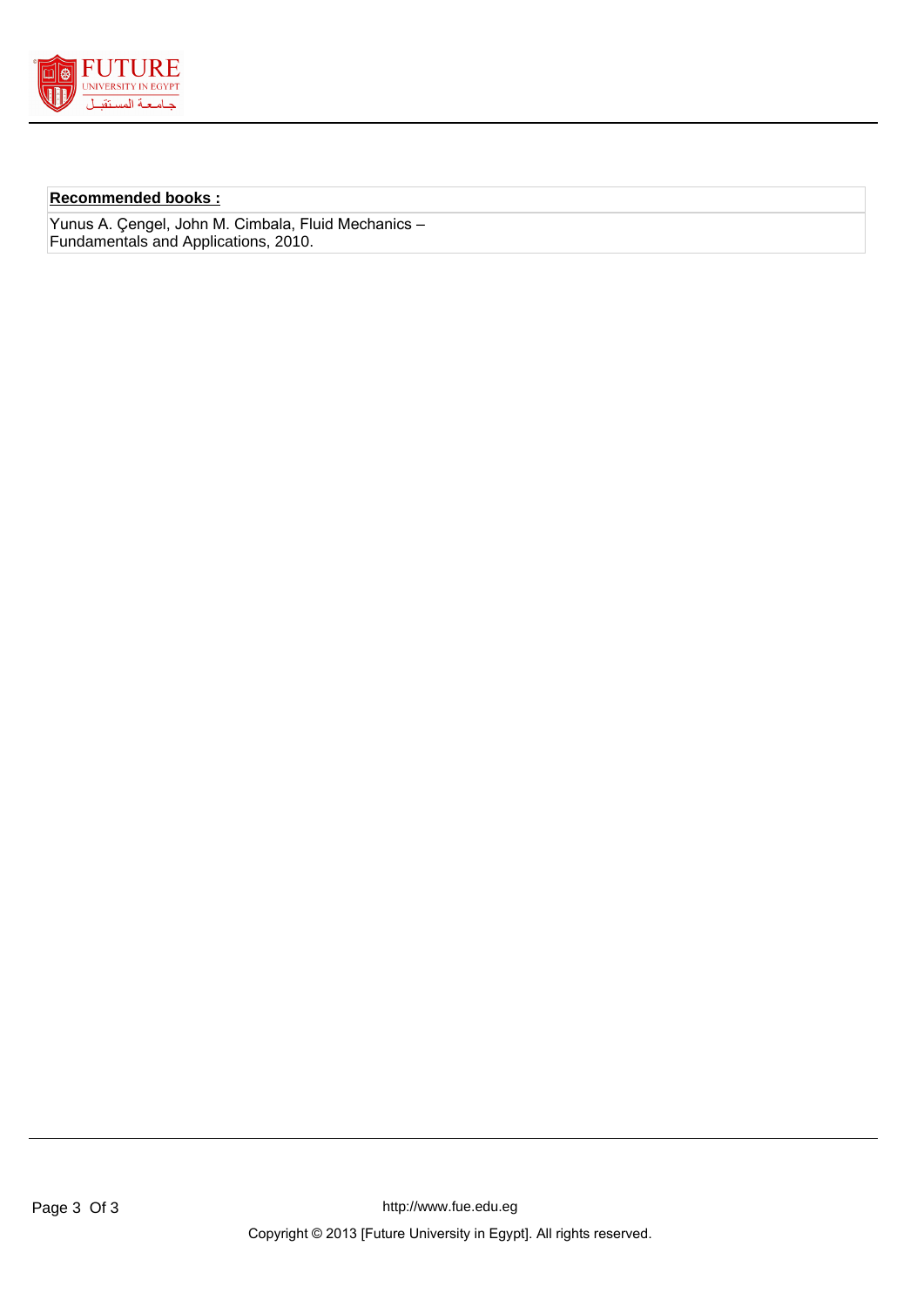| **Recommended books :** |
| --- |
| Yunus A. Çengel, John M. Cimbala, Fluid Mechanics – Fundamentals and Applications, 2010. |